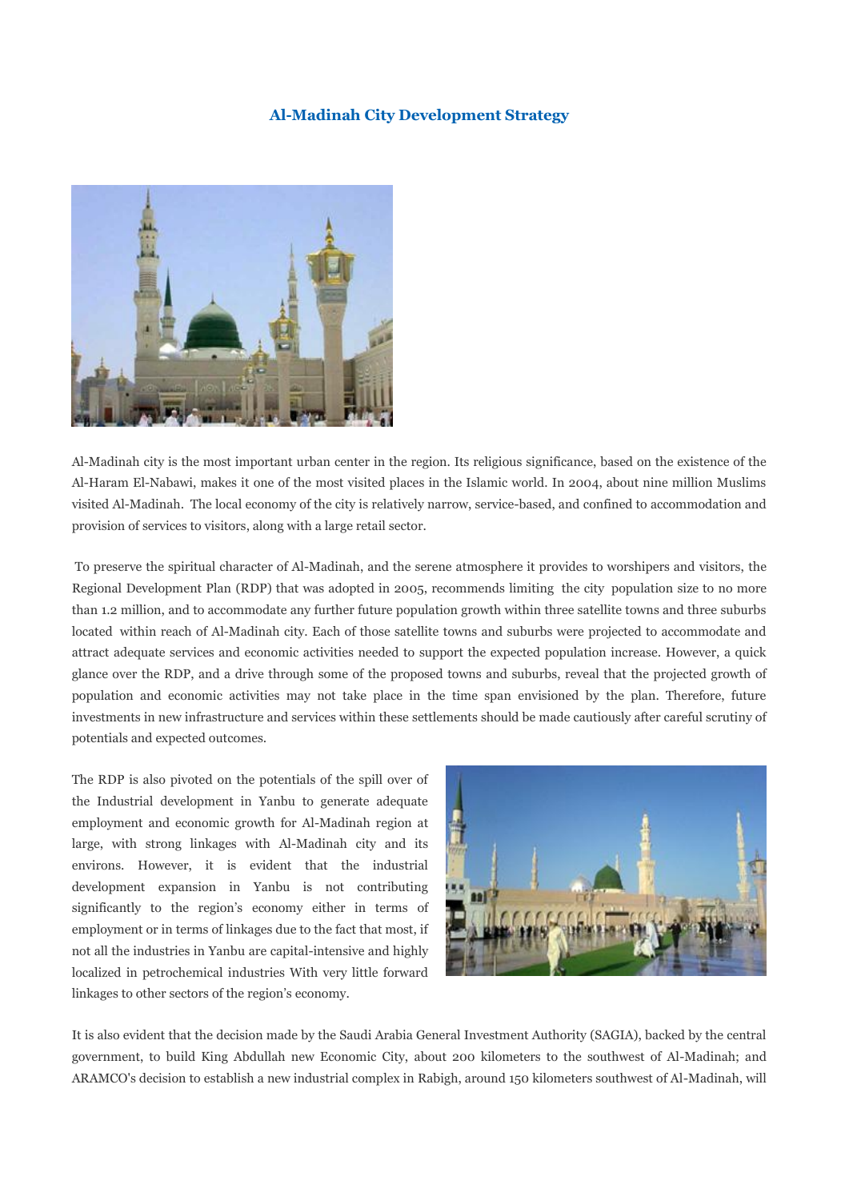# Al-Madinah City Development Strategy

Al-Madinah city is the most important urban center in the region. Its religious significance, based on the existence of the Al-Haram El-Nabawi, makes it one of the most visited places in the Islamic world. In 2004, about nine million Muslims visited Al-Madinah. The local economy of the city is relatively narrow, service-based, and confined to accommodation and provision of services to visitors, along with a large retail sector.

To preserve the spiritual character of Al-Madinah, and the serene atmosphere it provides to worshipers and visitors, the Regional Development Plan (RDP) that was adopted in 2005, recommends limiting the city population size to no more than 1.2 million, and to accommodate any further future population growth within three satellite towns and three suburbs located within reach of Al-Madinah city. Each of those satellite towns and suburbs were projected to accommodate and attract adequate services and economic activities needed to support the expected population increase. However, a quick glance over the RDP, and a drive through some of the proposed towns and suburbs, reveal that the projected growth of population and economic activities may not take place in the time span envisioned by the plan. Therefore, future investments in new infrastructure and services within these settlements should be made cautiously after careful scrutiny of potentials and expected outcomes.

The RDP is also pivoted on the potentials of the spill over of the Industrial development in Yanbu to generate adequate employment and economic growth for Al-Madinah region at large, with strong linkages with Al-Madinah city and its environs. However, it is evident that the industrial development expansion in Yanbu is not contributing significantly to the region's economy either in terms of employment or in terms of linkages due to the fact that most, if not all the industries in Yanbu are capital-intensive and highly localized in petrochemical industries With very little forward linkages to other sectors of the region's economy.

It is also evident that the decision made by the Saudi Arabia General Investment Authority (SAGIA), backed by the central government, to build King Abdullah new Economic City, about 200 kilometers to the southwest of Al-Madinah; and ARAMCO's decision to establish a new industrial complex in Rabigh, around 150 kilometers southwest of Al-Madinah, will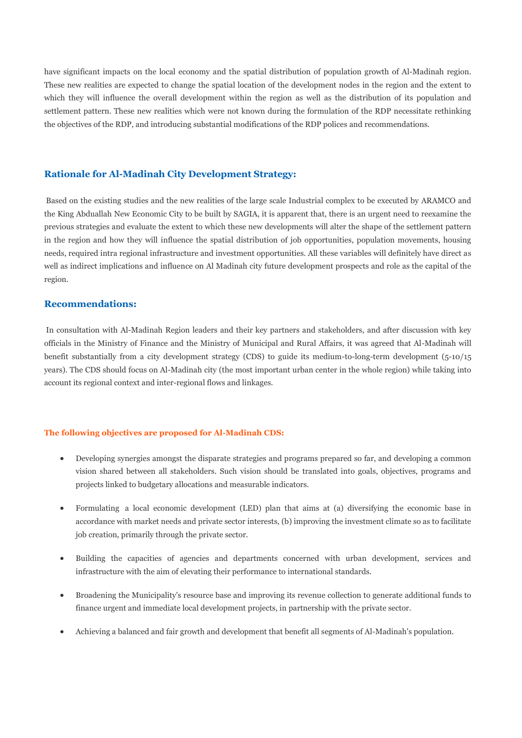have significant impacts on the local economy and the spatial distribution of population growth of Al-Madinah region. These new realities are expected to change the spatial location of the development nodes in the region and the extent to which they will influence the overall development within the region as well as the distribution of its population and settlement pattern. These new realities which were not known during the formulation of the RDP necessitate rethinking the objectives of the RDP, and introducing substantial modifications of the RDP polices and recommendations.

## Rationale for Al-Madinah City Development Strategy:

Based on the existing studies and the new realities of the large scale Industrial complex to be executed by ARAMCO and the King Abduallah New Economic City to be built by SAGIA, it is apparent that, there is an urgent need to reexamine the previous strategies and evaluate the extent to which these new developments will alter the shape of the settlement pattern in the region and how they will influence the spatial distribution of job opportunities, population movements, housing needs, required intra regional infrastructure and investment opportunities. All these variables will definitely have direct as well as indirect implications and influence on Al Madinah city future development prospects and role as the capital of the region.

## Recommendations:

In consultation with Al-Madinah Region leaders and their key partners and stakeholders, and after discussion with key officials in the Ministry of Finance and the Ministry of Municipal and Rural Affairs, it was agreed that Al-Madinah will benefit substantially from a city development strategy (CDS) to guide its medium-to-long-term development (5-10/15 years). The CDS should focus on Al-Madinah city (the most important urban center in the whole region) while taking into account its regional context and inter-regional flows and linkages.

**The following objectives are proposed for Al-Madinah CDS:**

- Developing synergies amongst the disparate strategies and programs prepared so far, and developing a common vision shared between all stakeholders. Such vision should be translated into goals, objectives, programs and projects linked to budgetary allocations and measurable indicators.
- Formulating a local economic development (LED) plan that aims at (a) diversifying the economic base in accordance with market needs and private sector interests, (b) improving the investment climate so as to facilitate job creation, primarily through the private sector.
- Building the capacities of agencies and departments concerned with urban development, services and infrastructure with the aim of elevating their performance to international standards.
- Broadening the Municipality's resource base and improving its revenue collection to generate additional funds to finance urgent and immediate local development projects, in partnership with the private sector.
- Achieving a balanced and fair growth and development that benefit all segments of Al-Madinah's population.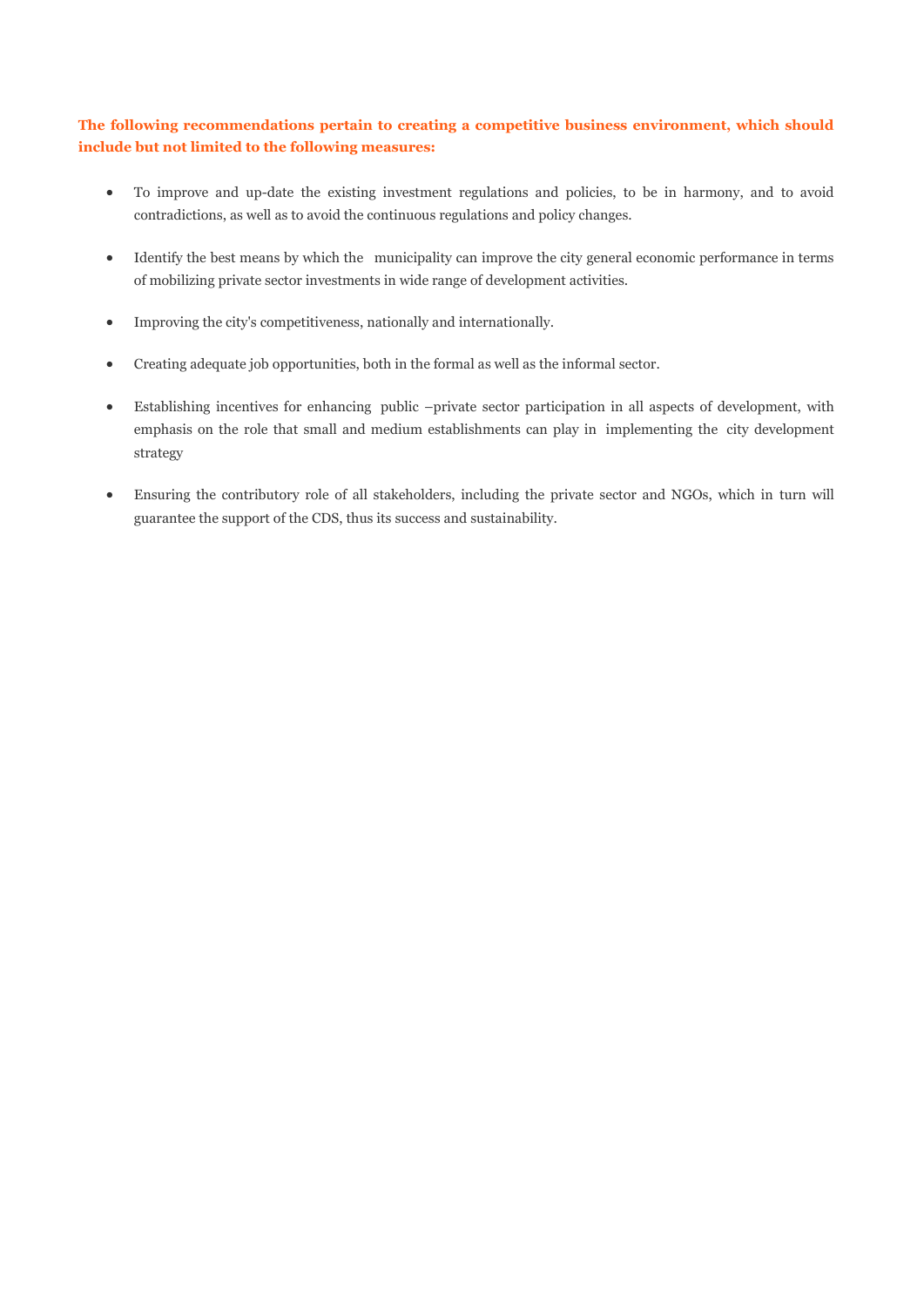**The following recommendations pertain to creating a competitive business environment, which should include but not limited to the following measures:**

- To improve and up-date the existing investment regulations and policies, to be in harmony, and to avoid contradictions, as well as to avoid the continuous regulations and policy changes.
- Identify the best means by which the municipality can improve the city general economic performance in terms of mobilizing private sector investments in wide range of development activities.
- Improving the city's competitiveness, nationally and internationally.
- Creating adequate job opportunities, both in the formal as well as the informal sector.
- Establishing incentives for enhancing public –private sector participation in all aspects of development, with emphasis on the role that small and medium establishments can play in implementing the city development strategy
- Ensuring the contributory role of all stakeholders, including the private sector and NGOs, which in turn will guarantee the support of the CDS, thus its success and sustainability.